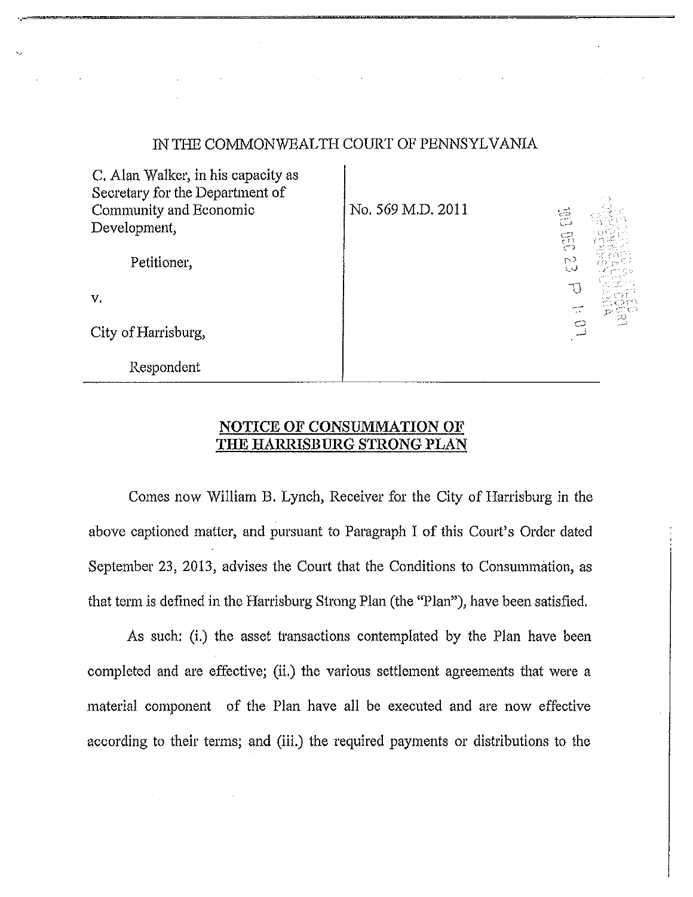IN THE COMMONWEALTH COURT OF PENNSYLVANIA

| | |
|---|---|
| C. Alan Walker, in his capacity as Secretary for the Department of Community and Economic Development,<br><br>Petitioner,<br><br>v.<br><br>City of Harrisburg,<br><br>Respondent | No. 569 M.D. 2011 |

## NOTICE OF CONSUMMATION OF THE HARRISBURG STRONG PLAN

Comes now William B. Lynch, Receiver for the City of Harrisburg in the above captioned matter, and pursuant to Paragraph I of this Court's Order dated September 23, 2013, advises the Court that the Conditions to Consummation, as that term is defined in the Harrisburg Strong Plan (the "Plan"), have been satisfied.

As such: (i.) the asset transactions contemplated by the Plan have been completed and are effective; (ii.) the various settlement agreements that were a material component of the Plan have all be executed and are now effective according to their terms; and (iii.) the required payments or distributions to the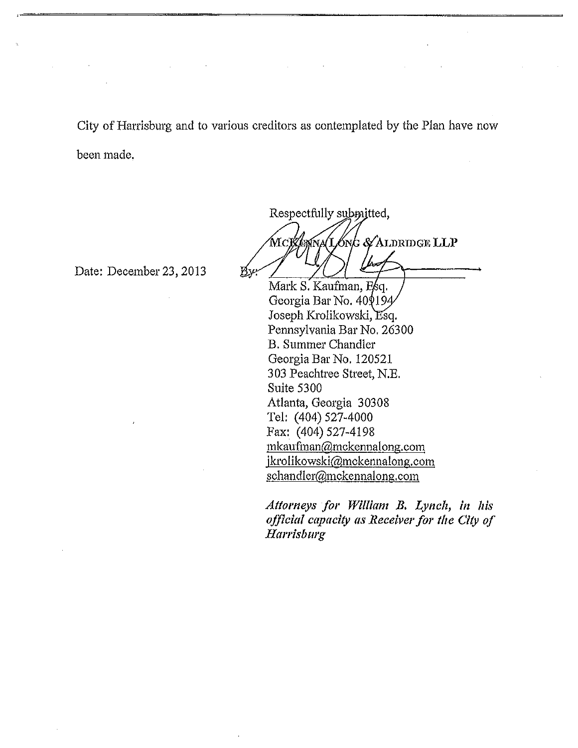City of Harrisburg and to various creditors as contemplated by the Plan have now been made.

Respectfully submitted,

MCKENNA LONG & ALDRIDGE LLP

Date: December 23, 2013

By: ______________________

Mark S. Kaufman, Esq.
Georgia Bar No. 409194
Joseph Krolikowski, Esq.
Pennsylvania Bar No. 26300
B. Summer Chandler
Georgia Bar No. 120521
303 Peachtree Street, N.E.
Suite 5300
Atlanta, Georgia 30308
Tel: (404) 527-4000
Fax: (404) 527-4198
mkaufman@mckennalong.com
jkrolikowski@mckennalong.com
schandler@mckennalong.com

*Attorneys for William B. Lynch, in his official capacity as Receiver for the City of Harrisburg*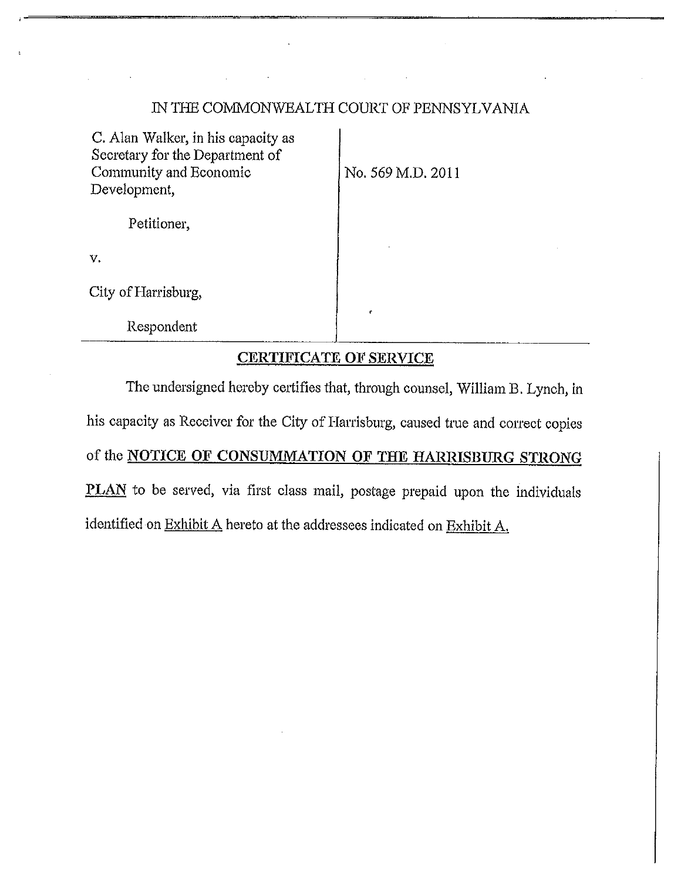IN THE COMMONWEALTH COURT OF PENNSYLVANIA

| | |
|---|---|
| C. Alan Walker, in his capacity as Secretary for the Department of Community and Economic Development,<br><br>Petitioner,<br><br>v.<br><br>City of Harrisburg,<br><br>Respondent | No. 569 M.D. 2011 |

**<u>CERTIFICATE OF SERVICE</u>**

The undersigned hereby certifies that, through counsel, William B. Lynch, in his capacity as Receiver for the City of Harrisburg, caused true and correct copies of the **<u>NOTICE OF CONSUMMATION OF THE HARRISBURG STRONG PLAN</u>** to be served, via first class mail, postage prepaid upon the individuals identified on <u>Exhibit A</u> hereto at the addressees indicated on <u>Exhibit A.</u>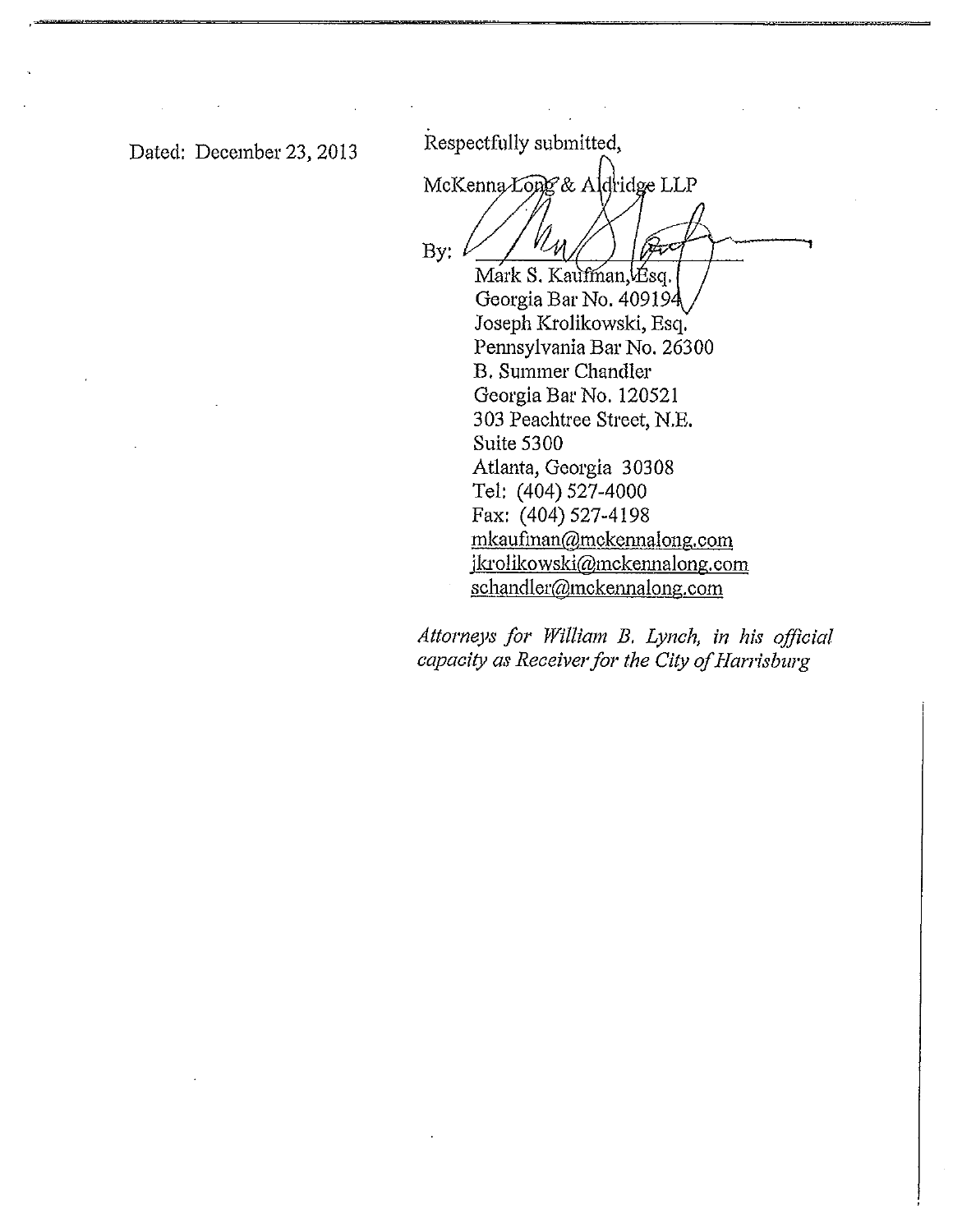Dated: December 23, 2013

Respectfully submitted,

McKenna Long & Aldridge LLP

By: ______________________

Mark S. Kaufman, Esq.
Georgia Bar No. 409194
Joseph Krolikowski, Esq.
Pennsylvania Bar No. 26300
B. Summer Chandler
Georgia Bar No. 120521
303 Peachtree Street, N.E.
Suite 5300
Atlanta, Georgia 30308
Tel: (404) 527-4000
Fax: (404) 527-4198
mkaufman@mckennalong.com
jkrolikowski@mckennalong.com
schandler@mckennalong.com

*Attorneys for William B. Lynch, in his official capacity as Receiver for the City of Harrisburg*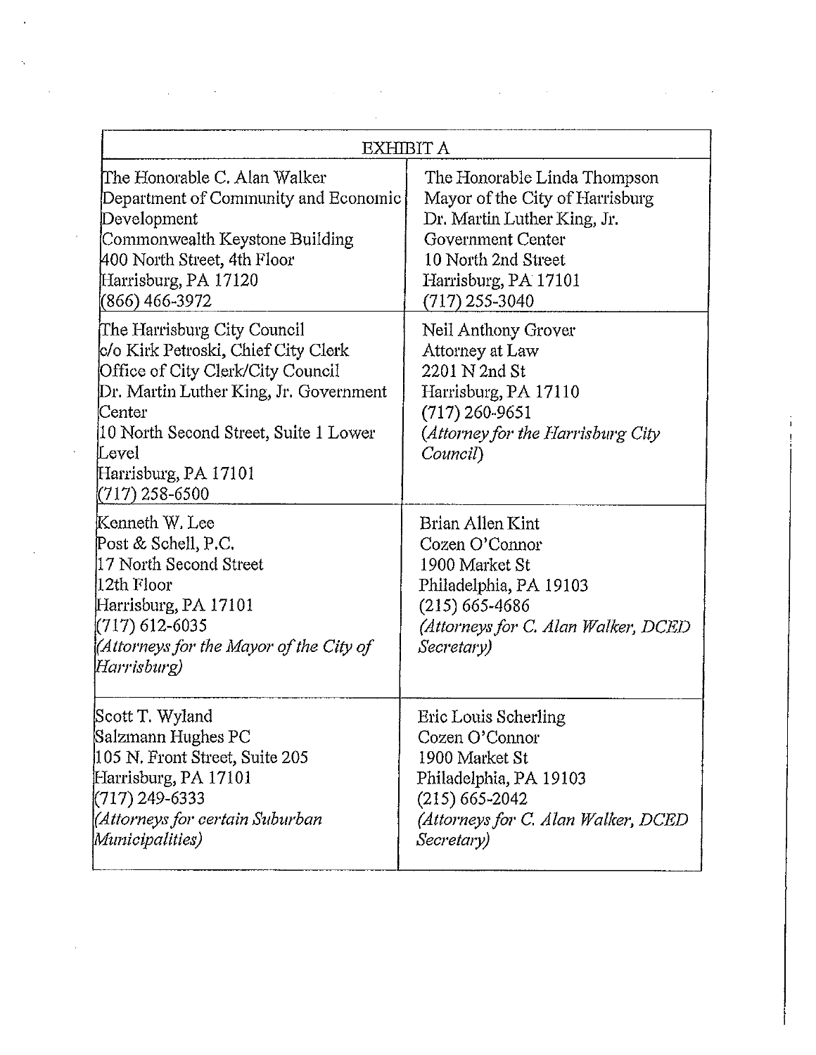| EXHIBIT A | |
|---|---|
| The Honorable C. Alan Walker<br>Department of Community and Economic Development<br>Commonwealth Keystone Building<br>400 North Street, 4th Floor<br>Harrisburg, PA 17120<br>(866) 466-3972 | The Honorable Linda Thompson<br>Mayor of the City of Harrisburg<br>Dr. Martin Luther King, Jr. Government Center<br>10 North 2nd Street<br>Harrisburg, PA 17101<br>(717) 255-3040 |
| The Harrisburg City Council<br>c/o Kirk Petroski, Chief City Clerk<br>Office of City Clerk/City Council<br>Dr. Martin Luther King, Jr. Government Center<br>10 North Second Street, Suite 1 Lower Level<br>Harrisburg, PA 17101<br>(717) 258-6500 | Neil Anthony Grover<br>Attorney at Law<br>2201 N 2nd St<br>Harrisburg, PA 17110<br>(717) 260-9651<br>*(Attorney for the Harrisburg City Council)* |
| Kenneth W. Lee<br>Post & Schell, P.C.<br>17 North Second Street<br>12th Floor<br>Harrisburg, PA 17101<br>(717) 612-6035<br>*(Attorneys for the Mayor of the City of Harrisburg)* | Brian Allen Kint<br>Cozen O'Connor<br>1900 Market St<br>Philadelphia, PA 19103<br>(215) 665-4686<br>*(Attorneys for C. Alan Walker, DCED Secretary)* |
| Scott T. Wyland<br>Salzmann Hughes PC<br>105 N. Front Street, Suite 205<br>Harrisburg, PA 17101<br>(717) 249-6333<br>*(Attorneys for certain Suburban Municipalities)* | Eric Louis Scherling<br>Cozen O'Connor<br>1900 Market St<br>Philadelphia, PA 19103<br>(215) 665-2042<br>*(Attorneys for C. Alan Walker, DCED Secretary)* |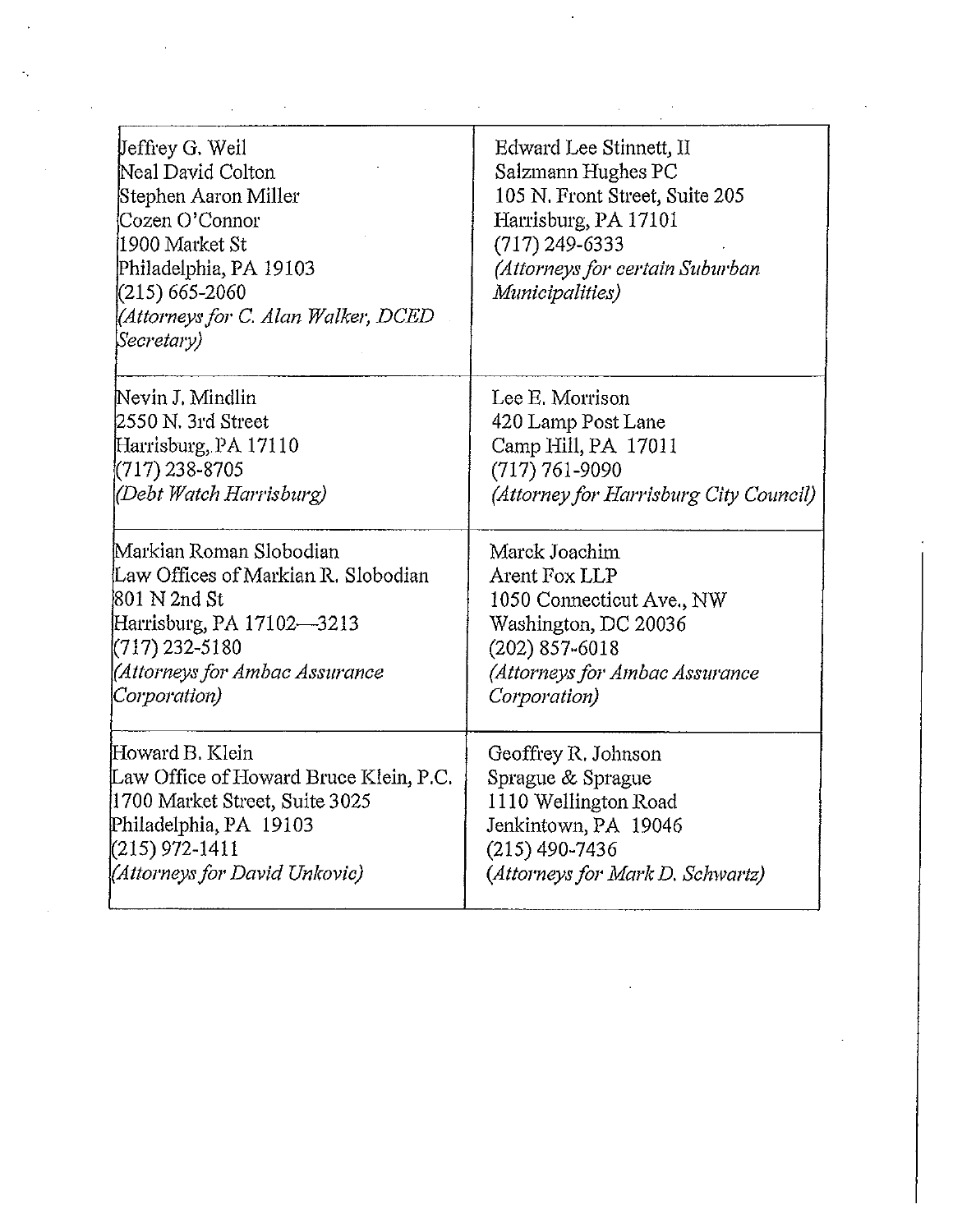| | |
|---|---|
| Jeffrey G. Weil<br>Neal David Colton<br>Stephen Aaron Miller<br>Cozen O'Connor<br>1900 Market St<br>Philadelphia, PA 19103<br>(215) 665-2060<br>*(Attorneys for C. Alan Walker, DCED Secretary)* | Edward Lee Stinnett, II<br>Salzmann Hughes PC<br>105 N. Front Street, Suite 205<br>Harrisburg, PA 17101<br>(717) 249-6333<br>*(Attorneys for certain Suburban Municipalities)* |
| Nevin J. Mindlin<br>2550 N. 3rd Street<br>Harrisburg, PA 17110<br>(717) 238-8705<br>*(Debt Watch Harrisburg)* | Lee E. Morrison<br>420 Lamp Post Lane<br>Camp Hill, PA 17011<br>(717) 761-9090<br>*(Attorney for Harrisburg City Council)* |
| Markian Roman Slobodian<br>Law Offices of Markian R. Slobodian<br>801 N 2nd St<br>Harrisburg, PA 17102—3213<br>(717) 232-5180<br>*(Attorneys for Ambac Assurance Corporation)* | Marck Joachim<br>Arent Fox LLP<br>1050 Connecticut Ave., NW<br>Washington, DC 20036<br>(202) 857-6018<br>*(Attorneys for Ambac Assurance Corporation)* |
| Howard B. Klein<br>Law Office of Howard Bruce Klein, P.C.<br>1700 Market Street, Suite 3025<br>Philadelphia, PA 19103<br>(215) 972-1411<br>*(Attorneys for David Unkovic)* | Geoffrey R. Johnson<br>Sprague & Sprague<br>1110 Wellington Road<br>Jenkintown, PA 19046<br>(215) 490-7436<br>*(Attorneys for Mark D. Schwartz)* |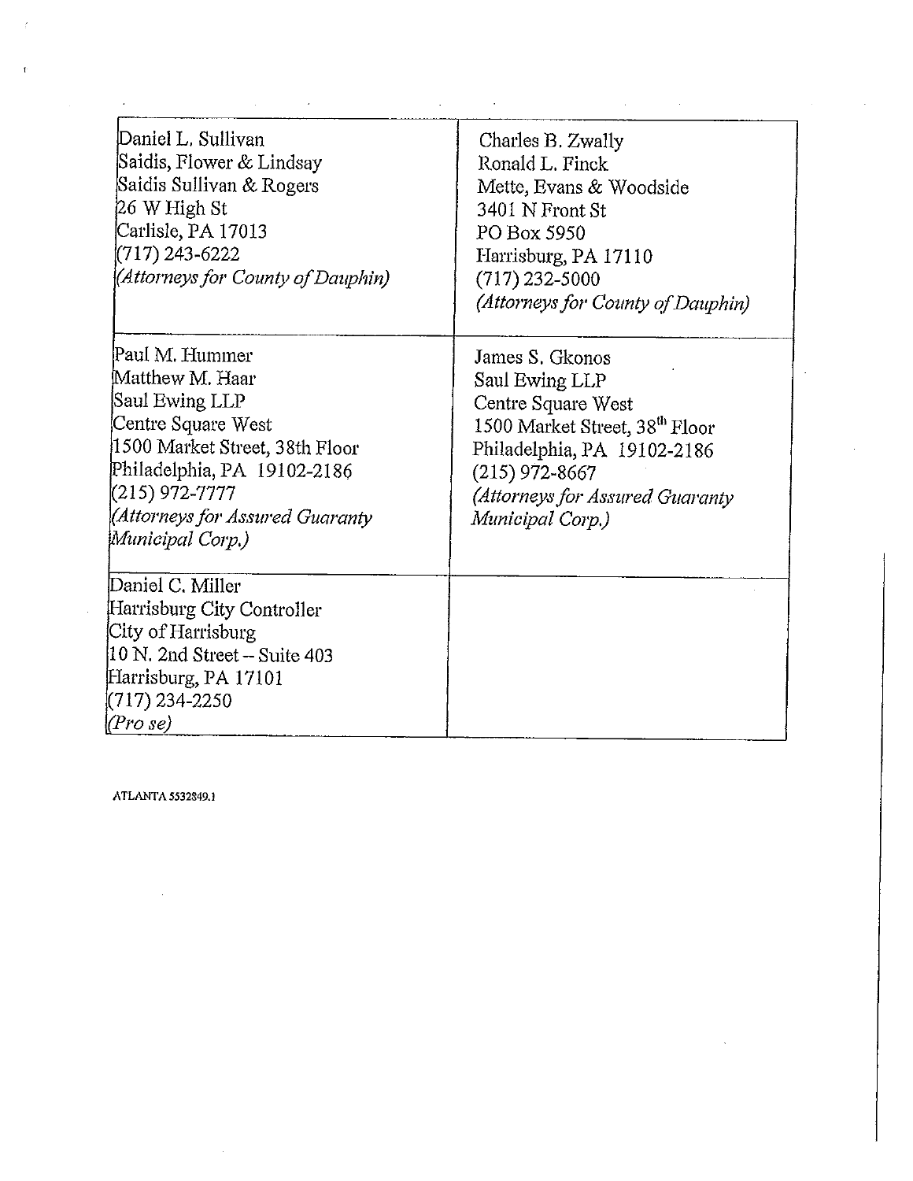| | |
|---|---|
| Daniel L. Sullivan<br>Saidis, Flower & Lindsay<br>Saidis Sullivan & Rogers<br>26 W High St<br>Carlisle, PA 17013<br>(717) 243-6222<br>*(Attorneys for County of Dauphin)* | Charles B. Zwally<br>Ronald L. Finck<br>Mette, Evans & Woodside<br>3401 N Front St<br>PO Box 5950<br>Harrisburg, PA 17110<br>(717) 232-5000<br>*(Attorneys for County of Dauphin)* |
| Paul M. Hummer<br>Matthew M. Haar<br>Saul Ewing LLP<br>Centre Square West<br>1500 Market Street, 38th Floor<br>Philadelphia, PA 19102-2186<br>(215) 972-7777<br>*(Attorneys for Assured Guaranty Municipal Corp.)* | James S. Gkonos<br>Saul Ewing LLP<br>Centre Square West<br>1500 Market Street, 38th Floor<br>Philadelphia, PA 19102-2186<br>(215) 972-8667<br>*(Attorneys for Assured Guaranty Municipal Corp.)* |
| Daniel C. Miller<br>Harrisburg City Controller<br>City of Harrisburg<br>10 N. 2nd Street – Suite 403<br>Harrisburg, PA 17101<br>(717) 234-2250<br>*(Pro se)* | |

ATLANTA 5532849.1